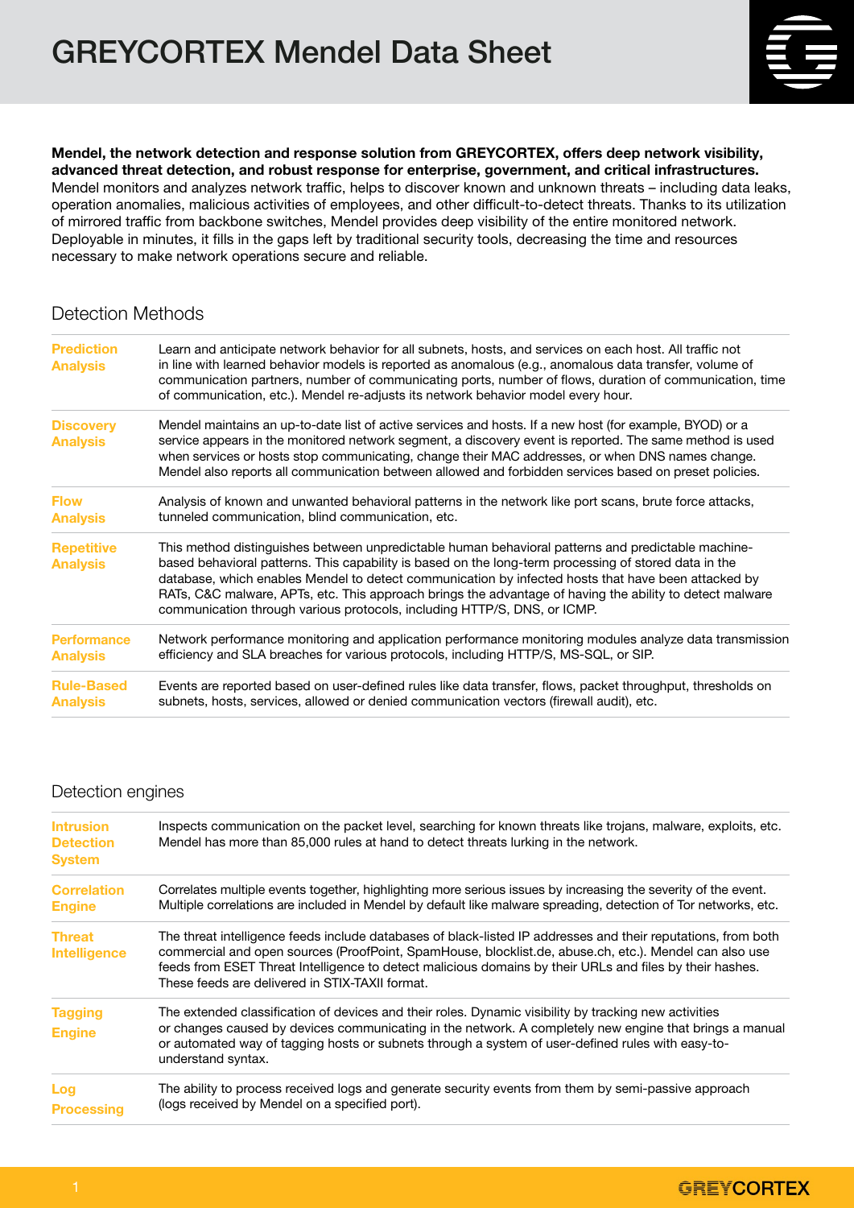# GREYCORTEX Mendel Data Sheet

**Mendel, the network detection and response solution from GREYCORTEX, offers deep network visibility, advanced threat detection, and robust response for enterprise, government, and critical infrastructures.** Mendel monitors and analyzes network traffic, helps to discover known and unknown threats – including data leaks, operation anomalies, malicious activities of employees, and other difficult-to-detect threats. Thanks to its utilization of mirrored traffic from backbone switches, Mendel provides deep visibility of the entire monitored network. Deployable in minutes, it fills in the gaps left by traditional security tools, decreasing the time and resources necessary to make network operations secure and reliable.

## Detection Methods

| | |
|---|---|
| **Prediction Analysis** | Learn and anticipate network behavior for all subnets, hosts, and services on each host. All traffic not in line with learned behavior models is reported as anomalous (e.g., anomalous data transfer, volume of communication partners, number of communicating ports, number of flows, duration of communication, time of communication, etc.). Mendel re-adjusts its network behavior model every hour. |
| **Discovery Analysis** | Mendel maintains an up-to-date list of active services and hosts. If a new host (for example, BYOD) or a service appears in the monitored network segment, a discovery event is reported. The same method is used when services or hosts stop communicating, change their MAC addresses, or when DNS names change. Mendel also reports all communication between allowed and forbidden services based on preset policies. |
| **Flow Analysis** | Analysis of known and unwanted behavioral patterns in the network like port scans, brute force attacks, tunneled communication, blind communication, etc. |
| **Repetitive Analysis** | This method distinguishes between unpredictable human behavioral patterns and predictable machine-based behavioral patterns. This capability is based on the long-term processing of stored data in the database, which enables Mendel to detect communication by infected hosts that have been attacked by RATs, C&C malware, APTs, etc. This approach brings the advantage of having the ability to detect malware communication through various protocols, including HTTP/S, DNS, or ICMP. |
| **Performance Analysis** | Network performance monitoring and application performance monitoring modules analyze data transmission efficiency and SLA breaches for various protocols, including HTTP/S, MS-SQL, or SIP. |
| **Rule-Based Analysis** | Events are reported based on user-defined rules like data transfer, flows, packet throughput, thresholds on subnets, hosts, services, allowed or denied communication vectors (firewall audit), etc. |

## Detection engines

| | |
|---|---|
| **Intrusion Detection System** | Inspects communication on the packet level, searching for known threats like trojans, malware, exploits, etc. Mendel has more than 85,000 rules at hand to detect threats lurking in the network. |
| **Correlation Engine** | Correlates multiple events together, highlighting more serious issues by increasing the severity of the event. Multiple correlations are included in Mendel by default like malware spreading, detection of Tor networks, etc. |
| **Threat Intelligence** | The threat intelligence feeds include databases of black-listed IP addresses and their reputations, from both commercial and open sources (ProofPoint, SpamHouse, blocklist.de, abuse.ch, etc.). Mendel can also use feeds from ESET Threat Intelligence to detect malicious domains by their URLs and files by their hashes. These feeds are delivered in STIX-TAXII format. |
| **Tagging Engine** | The extended classification of devices and their roles. Dynamic visibility by tracking new activities or changes caused by devices communicating in the network. A completely new engine that brings a manual or automated way of tagging hosts or subnets through a system of user-defined rules with easy-to-understand syntax. |
| **Log Processing** | The ability to process received logs and generate security events from them by semi-passive approach (logs received by Mendel on a specified port). |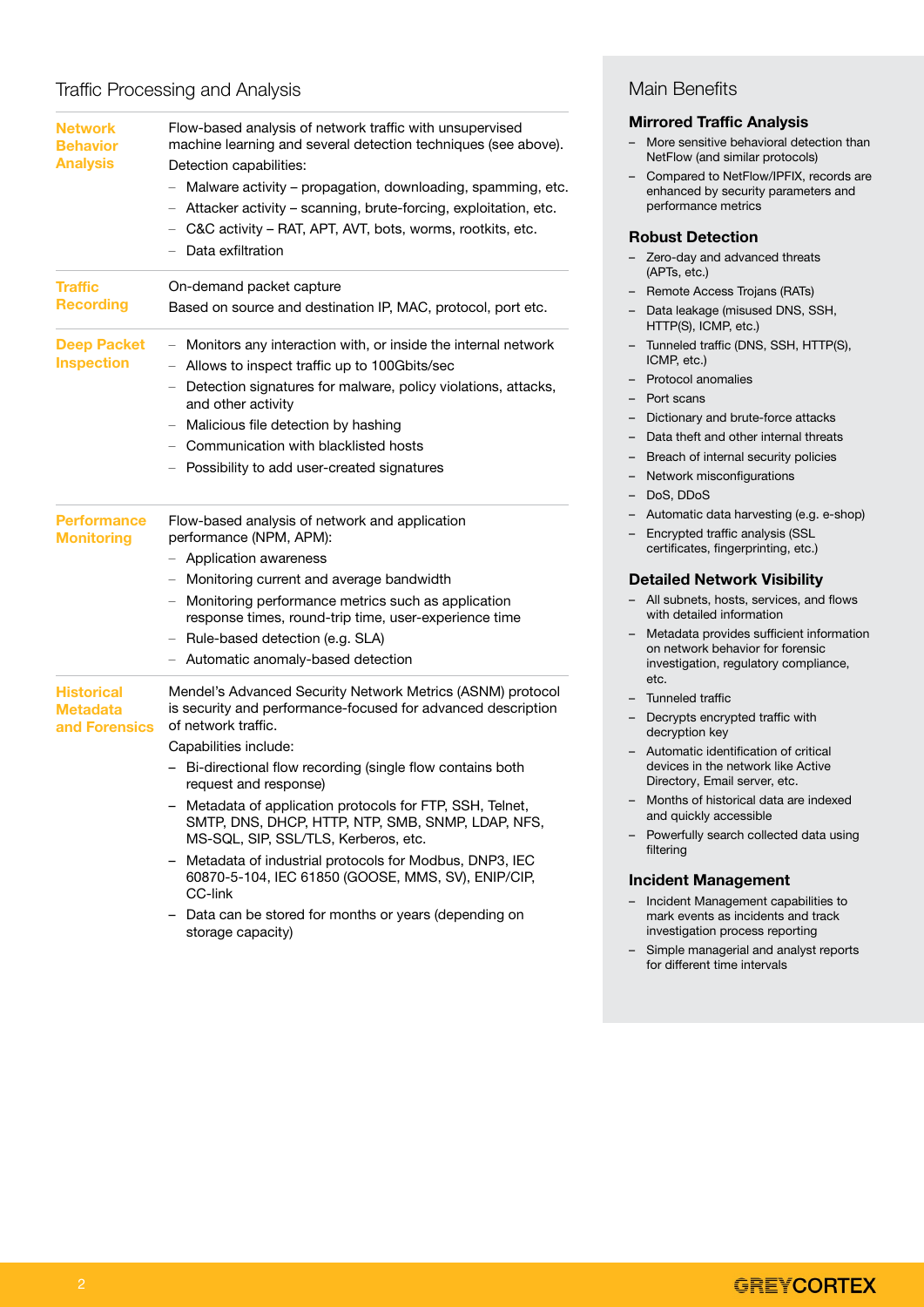## Traffic Processing and Analysis

### Network Behavior Analysis

Flow-based analysis of network traffic with unsupervised machine learning and several detection techniques (see above).

Detection capabilities:

- Malware activity – propagation, downloading, spamming, etc.
- Attacker activity – scanning, brute-forcing, exploitation, etc.
- C&C activity – RAT, APT, AVT, bots, worms, rootkits, etc.
- Data exfiltration

### Traffic Recording

On-demand packet capture

Based on source and destination IP, MAC, protocol, port etc.

### Deep Packet Inspection

- Monitors any interaction with, or inside the internal network
- Allows to inspect traffic up to 100Gbits/sec
- Detection signatures for malware, policy violations, attacks, and other activity
- Malicious file detection by hashing
- Communication with blacklisted hosts
- Possibility to add user-created signatures

### Performance Monitoring

Flow-based analysis of network and application performance (NPM, APM):

- Application awareness
- Monitoring current and average bandwidth
- Monitoring performance metrics such as application response times, round-trip time, user-experience time
- Rule-based detection (e.g. SLA)
- Automatic anomaly-based detection

### Historical Metadata and Forensics

Mendel's Advanced Security Network Metrics (ASNM) protocol is security and performance-focused for advanced description of network traffic.

Capabilities include:

- Bi-directional flow recording (single flow contains both request and response)
- Metadata of application protocols for FTP, SSH, Telnet, SMTP, DNS, DHCP, HTTP, NTP, SMB, SNMP, LDAP, NFS, MS-SQL, SIP, SSL/TLS, Kerberos, etc.
- Metadata of industrial protocols for Modbus, DNP3, IEC 60870-5-104, IEC 61850 (GOOSE, MMS, SV), ENIP/CIP, CC-link
- Data can be stored for months or years (depending on storage capacity)

## Main Benefits

### Mirrored Traffic Analysis

- More sensitive behavioral detection than NetFlow (and similar protocols)
- Compared to NetFlow/IPFIX, records are enhanced by security parameters and performance metrics

### Robust Detection

- Zero-day and advanced threats (APTs, etc.)
- Remote Access Trojans (RATs)
- Data leakage (misused DNS, SSH, HTTP(S), ICMP, etc.)
- Tunneled traffic (DNS, SSH, HTTP(S), ICMP, etc.)
- Protocol anomalies
- Port scans
- Dictionary and brute-force attacks
- Data theft and other internal threats
- Breach of internal security policies
- Network misconfigurations
- DoS, DDoS
- Automatic data harvesting (e.g. e-shop)
- Encrypted traffic analysis (SSL certificates, fingerprinting, etc.)

### Detailed Network Visibility

- All subnets, hosts, services, and flows with detailed information
- Metadata provides sufficient information on network behavior for forensic investigation, regulatory compliance, etc.
- Tunneled traffic
- Decrypts encrypted traffic with decryption key
- Automatic identification of critical devices in the network like Active Directory, Email server, etc.
- Months of historical data are indexed and quickly accessible
- Powerfully search collected data using filtering

### Incident Management

- Incident Management capabilities to mark events as incidents and track investigation process reporting
- Simple managerial and analyst reports for different time intervals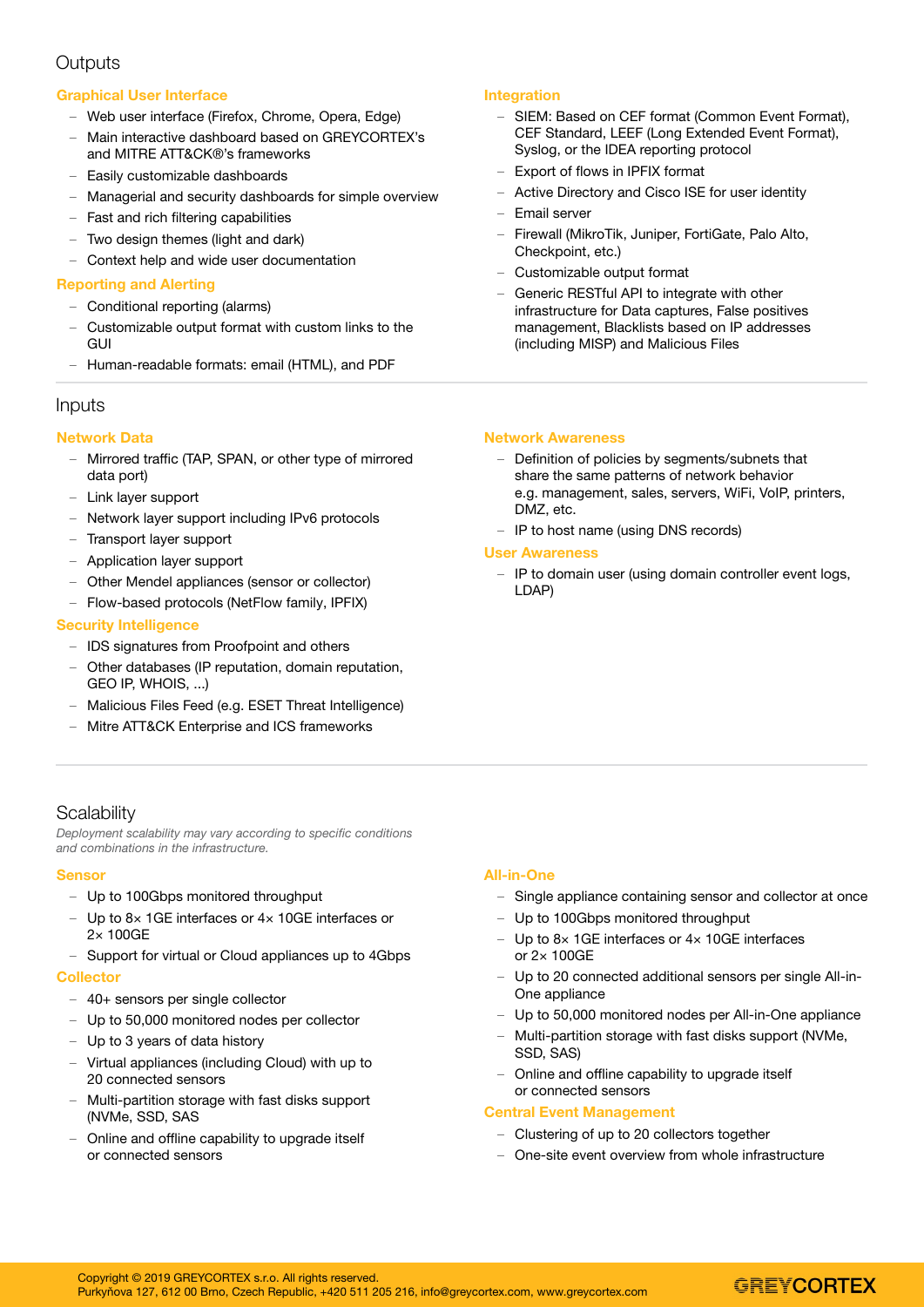## Outputs

### Graphical User Interface

- Web user interface (Firefox, Chrome, Opera, Edge)
- Main interactive dashboard based on GREYCORTEX's and MITRE ATT&CK®'s frameworks
- Easily customizable dashboards
- Managerial and security dashboards for simple overview
- Fast and rich filtering capabilities
- Two design themes (light and dark)
- Context help and wide user documentation

### Reporting and Alerting

- Conditional reporting (alarms)
- Customizable output format with custom links to the GUI
- Human-readable formats: email (HTML), and PDF

### Integration

- SIEM: Based on CEF format (Common Event Format), CEF Standard, LEEF (Long Extended Event Format), Syslog, or the IDEA reporting protocol
- Export of flows in IPFIX format
- Active Directory and Cisco ISE for user identity
- Email server
- Firewall (MikroTik, Juniper, FortiGate, Palo Alto, Checkpoint, etc.)
- Customizable output format
- Generic RESTful API to integrate with other infrastructure for Data captures, False positives management, Blacklists based on IP addresses (including MISP) and Malicious Files

## Inputs

### Network Data

- Mirrored traffic (TAP, SPAN, or other type of mirrored data port)
- Link layer support
- Network layer support including IPv6 protocols
- Transport layer support
- Application layer support
- Other Mendel appliances (sensor or collector)
- Flow-based protocols (NetFlow family, IPFIX)

### Security Intelligence

- IDS signatures from Proofpoint and others
- Other databases (IP reputation, domain reputation, GEO IP, WHOIS, ...)
- Malicious Files Feed (e.g. ESET Threat Intelligence)
- Mitre ATT&CK Enterprise and ICS frameworks

### Network Awareness

- Definition of policies by segments/subnets that share the same patterns of network behavior e.g. management, sales, servers, WiFi, VoIP, printers, DMZ, etc.
- IP to host name (using DNS records)

### User Awareness

- IP to domain user (using domain controller event logs, LDAP)

## Scalability

*Deployment scalability may vary according to specific conditions and combinations in the infrastructure.*

### Sensor

- Up to 100Gbps monitored throughput
- Up to 8× 1GE interfaces or 4× 10GE interfaces or 2× 100GE
- Support for virtual or Cloud appliances up to 4Gbps

### Collector

- 40+ sensors per single collector
- Up to 50,000 monitored nodes per collector
- Up to 3 years of data history
- Virtual appliances (including Cloud) with up to 20 connected sensors
- Multi-partition storage with fast disks support (NVMe, SSD, SAS
- Online and offline capability to upgrade itself or connected sensors

### All-in-One

- Single appliance containing sensor and collector at once
- Up to 100Gbps monitored throughput
- Up to 8× 1GE interfaces or 4× 10GE interfaces or 2× 100GE
- Up to 20 connected additional sensors per single All-in-One appliance
- Up to 50,000 monitored nodes per All-in-One appliance
- Multi-partition storage with fast disks support (NVMe, SSD, SAS)
- Online and offline capability to upgrade itself or connected sensors

### Central Event Management

- Clustering of up to 20 collectors together
- One-site event overview from whole infrastructure

Copyright © 2019 GREYCORTEX s.r.o. All rights reserved.
Purkyňova 127, 612 00 Brno, Czech Republic, +420 511 205 216, info@greycortex.com, www.greycortex.com

GREYCORTEX